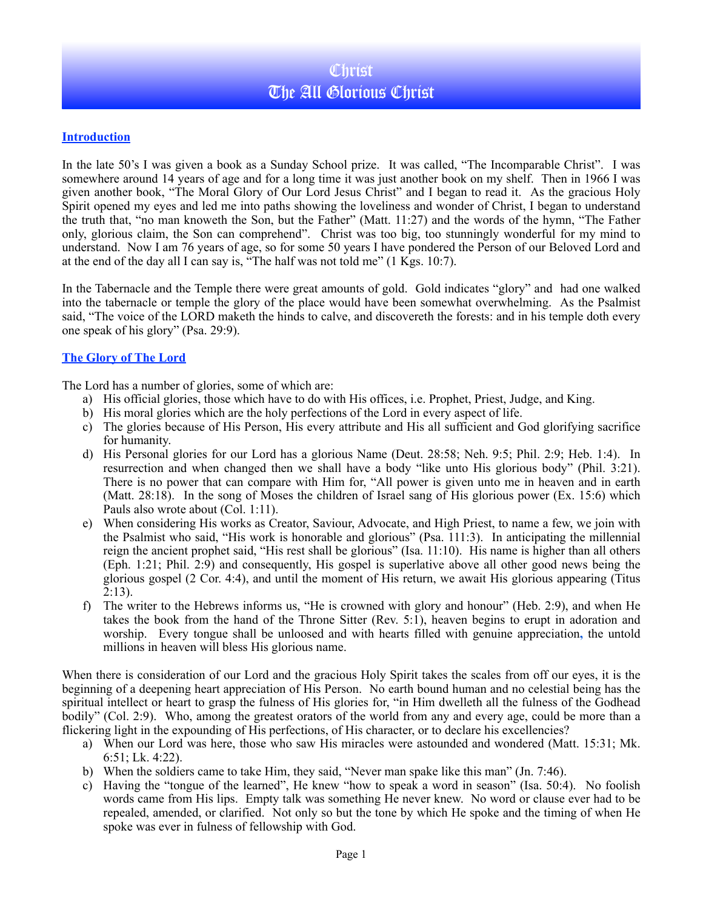# Christ
# The All Glorious Christ

## Introduction

In the late 50's I was given a book as a Sunday School prize. It was called, "The Incomparable Christ". I was somewhere around 14 years of age and for a long time it was just another book on my shelf. Then in 1966 I was given another book, "The Moral Glory of Our Lord Jesus Christ" and I began to read it. As the gracious Holy Spirit opened my eyes and led me into paths showing the loveliness and wonder of Christ, I began to understand the truth that, "no man knoweth the Son, but the Father" (Matt. 11:27) and the words of the hymn, "The Father only, glorious claim, the Son can comprehend". Christ was too big, too stunningly wonderful for my mind to understand. Now I am 76 years of age, so for some 50 years I have pondered the Person of our Beloved Lord and at the end of the day all I can say is, "The half was not told me" (1 Kgs. 10:7).

In the Tabernacle and the Temple there were great amounts of gold. Gold indicates "glory" and had one walked into the tabernacle or temple the glory of the place would have been somewhat overwhelming. As the Psalmist said, "The voice of the LORD maketh the hinds to calve, and discovereth the forests: and in his temple doth every one speak of his glory" (Psa. 29:9).

## The Glory of The Lord

The Lord has a number of glories, some of which are:

a) His official glories, those which have to do with His offices, i.e. Prophet, Priest, Judge, and King.
b) His moral glories which are the holy perfections of the Lord in every aspect of life.
c) The glories because of His Person, His every attribute and His all sufficient and God glorifying sacrifice for humanity.
d) His Personal glories for our Lord has a glorious Name (Deut. 28:58; Neh. 9:5; Phil. 2:9; Heb. 1:4). In resurrection and when changed then we shall have a body "like unto His glorious body" (Phil. 3:21). There is no power that can compare with Him for, "All power is given unto me in heaven and in earth (Matt. 28:18). In the song of Moses the children of Israel sang of His glorious power (Ex. 15:6) which Pauls also wrote about (Col. 1:11).
e) When considering His works as Creator, Saviour, Advocate, and High Priest, to name a few, we join with the Psalmist who said, "His work is honorable and glorious" (Psa. 111:3). In anticipating the millennial reign the ancient prophet said, "His rest shall be glorious" (Isa. 11:10). His name is higher than all others (Eph. 1:21; Phil. 2:9) and consequently, His gospel is superlative above all other good news being the glorious gospel (2 Cor. 4:4), and until the moment of His return, we await His glorious appearing (Titus 2:13).
f) The writer to the Hebrews informs us, "He is crowned with glory and honour" (Heb. 2:9), and when He takes the book from the hand of the Throne Sitter (Rev. 5:1), heaven begins to erupt in adoration and worship. Every tongue shall be unloosed and with hearts filled with genuine appreciation, the untold millions in heaven will bless His glorious name.

When there is consideration of our Lord and the gracious Holy Spirit takes the scales from off our eyes, it is the beginning of a deepening heart appreciation of His Person. No earth bound human and no celestial being has the spiritual intellect or heart to grasp the fulness of His glories for, "in Him dwelleth all the fulness of the Godhead bodily" (Col. 2:9). Who, among the greatest orators of the world from any and every age, could be more than a flickering light in the expounding of His perfections, of His character, or to declare his excellencies?

a) When our Lord was here, those who saw His miracles were astounded and wondered (Matt. 15:31; Mk. 6:51; Lk. 4:22).
b) When the soldiers came to take Him, they said, "Never man spake like this man" (Jn. 7:46).
c) Having the "tongue of the learned", He knew "how to speak a word in season" (Isa. 50:4). No foolish words came from His lips. Empty talk was something He never knew. No word or clause ever had to be repealed, amended, or clarified. Not only so but the tone by which He spoke and the timing of when He spoke was ever in fulness of fellowship with God.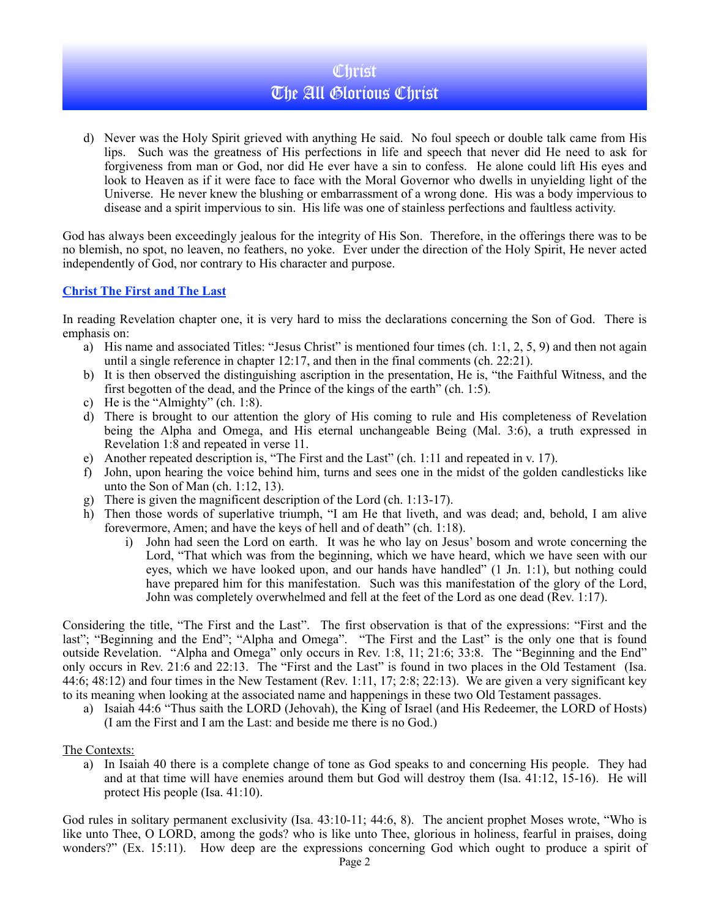d) Never was the Holy Spirit grieved with anything He said. No foul speech or double talk came from His lips. Such was the greatness of His perfections in life and speech that never did He need to ask for forgiveness from man or God, nor did He ever have a sin to confess. He alone could lift His eyes and look to Heaven as if it were face to face with the Moral Governor who dwells in unyielding light of the Universe. He never knew the blushing or embarrassment of a wrong done. His was a body impervious to disease and a spirit impervious to sin. His life was one of stainless perfections and faultless activity.

God has always been exceedingly jealous for the integrity of His Son. Therefore, in the offerings there was to be no blemish, no spot, no leaven, no feathers, no yoke. Ever under the direction of the Holy Spirit, He never acted independently of God, nor contrary to His character and purpose.

## Christ The First and The Last

In reading Revelation chapter one, it is very hard to miss the declarations concerning the Son of God. There is emphasis on:

a) His name and associated Titles: "Jesus Christ" is mentioned four times (ch. 1:1, 2, 5, 9) and then not again until a single reference in chapter 12:17, and then in the final comments (ch. 22:21).
b) It is then observed the distinguishing ascription in the presentation, He is, "the Faithful Witness, and the first begotten of the dead, and the Prince of the kings of the earth" (ch. 1:5).
c) He is the "Almighty" (ch. 1:8).
d) There is brought to our attention the glory of His coming to rule and His completeness of Revelation being the Alpha and Omega, and His eternal unchangeable Being (Mal. 3:6), a truth expressed in Revelation 1:8 and repeated in verse 11.
e) Another repeated description is, "The First and the Last" (ch. 1:11 and repeated in v. 17).
f) John, upon hearing the voice behind him, turns and sees one in the midst of the golden candlesticks like unto the Son of Man (ch. 1:12, 13).
g) There is given the magnificent description of the Lord (ch. 1:13-17).
h) Then those words of superlative triumph, "I am He that liveth, and was dead; and, behold, I am alive forevermore, Amen; and have the keys of hell and of death" (ch. 1:18).
    i) John had seen the Lord on earth. It was he who lay on Jesus' bosom and wrote concerning the Lord, "That which was from the beginning, which we have heard, which we have seen with our eyes, which we have looked upon, and our hands have handled" (1 Jn. 1:1), but nothing could have prepared him for this manifestation. Such was this manifestation of the glory of the Lord, John was completely overwhelmed and fell at the feet of the Lord as one dead (Rev. 1:17).

Considering the title, "The First and the Last". The first observation is that of the expressions: "First and the last"; "Beginning and the End"; "Alpha and Omega". "The First and the Last" is the only one that is found outside Revelation. "Alpha and Omega" only occurs in Rev. 1:8, 11; 21:6; 33:8. The "Beginning and the End" only occurs in Rev. 21:6 and 22:13. The "First and the Last" is found in two places in the Old Testament (Isa. 44:6; 48:12) and four times in the New Testament (Rev. 1:11, 17; 2:8; 22:13). We are given a very significant key to its meaning when looking at the associated name and happenings in these two Old Testament passages.

a) Isaiah 44:6 "Thus saith the LORD (Jehovah), the King of Israel (and His Redeemer, the LORD of Hosts) (I am the First and I am the Last: and beside me there is no God.)

The Contexts:

a) In Isaiah 40 there is a complete change of tone as God speaks to and concerning His people. They had and at that time will have enemies around them but God will destroy them (Isa. 41:12, 15-16). He will protect His people (Isa. 41:10).

God rules in solitary permanent exclusivity (Isa. 43:10-11; 44:6, 8). The ancient prophet Moses wrote, "Who is like unto Thee, O LORD, among the gods? who is like unto Thee, glorious in holiness, fearful in praises, doing wonders?" (Ex. 15:11). How deep are the expressions concerning God which ought to produce a spirit of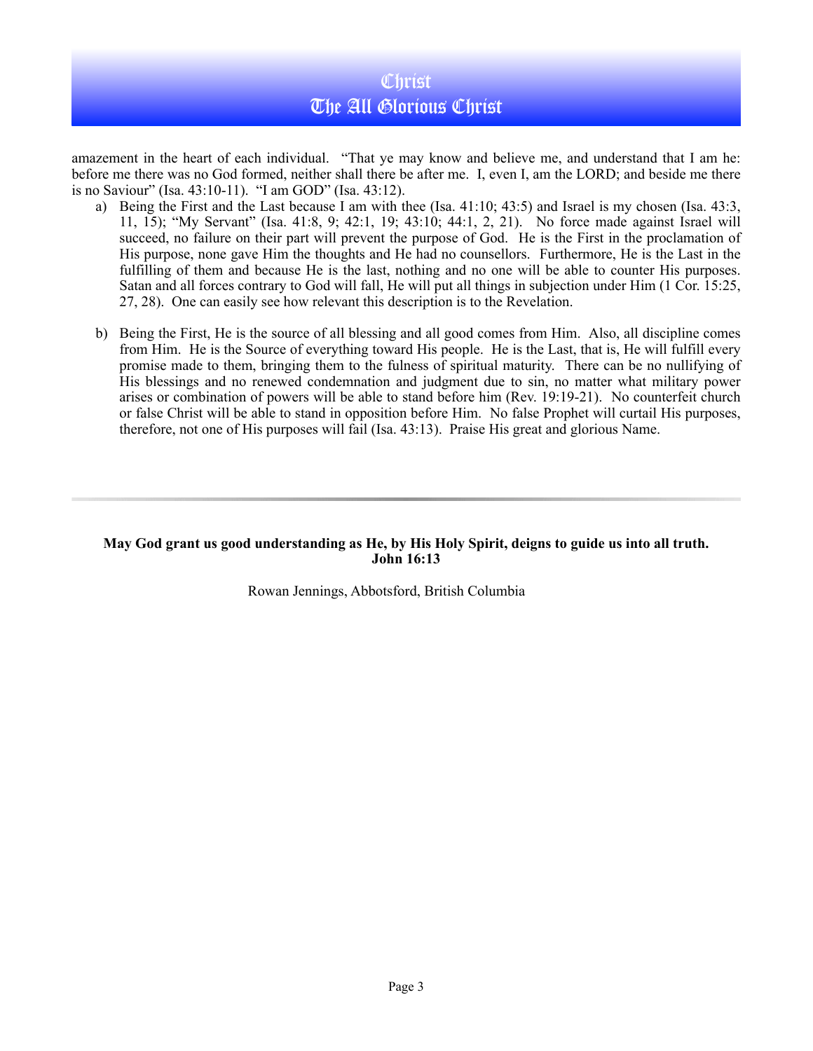amazement in the heart of each individual. "That ye may know and believe me, and understand that I am he: before me there was no God formed, neither shall there be after me. I, even I, am the LORD; and beside me there is no Saviour" (Isa. 43:10-11). "I am GOD" (Isa. 43:12).

a) Being the First and the Last because I am with thee (Isa. 41:10; 43:5) and Israel is my chosen (Isa. 43:3, 11, 15); "My Servant" (Isa. 41:8, 9; 42:1, 19; 43:10; 44:1, 2, 21). No force made against Israel will succeed, no failure on their part will prevent the purpose of God. He is the First in the proclamation of His purpose, none gave Him the thoughts and He had no counsellors. Furthermore, He is the Last in the fulfilling of them and because He is the last, nothing and no one will be able to counter His purposes. Satan and all forces contrary to God will fall, He will put all things in subjection under Him (1 Cor. 15:25, 27, 28). One can easily see how relevant this description is to the Revelation.

b) Being the First, He is the source of all blessing and all good comes from Him. Also, all discipline comes from Him. He is the Source of everything toward His people. He is the Last, that is, He will fulfill every promise made to them, bringing them to the fulness of spiritual maturity. There can be no nullifying of His blessings and no renewed condemnation and judgment due to sin, no matter what military power arises or combination of powers will be able to stand before him (Rev. 19:19-21). No counterfeit church or false Christ will be able to stand in opposition before Him. No false Prophet will curtail His purposes, therefore, not one of His purposes will fail (Isa. 43:13). Praise His great and glorious Name.

---

**May God grant us good understanding as He, by His Holy Spirit, deigns to guide us into all truth. John 16:13**

Rowan Jennings, Abbotsford, British Columbia